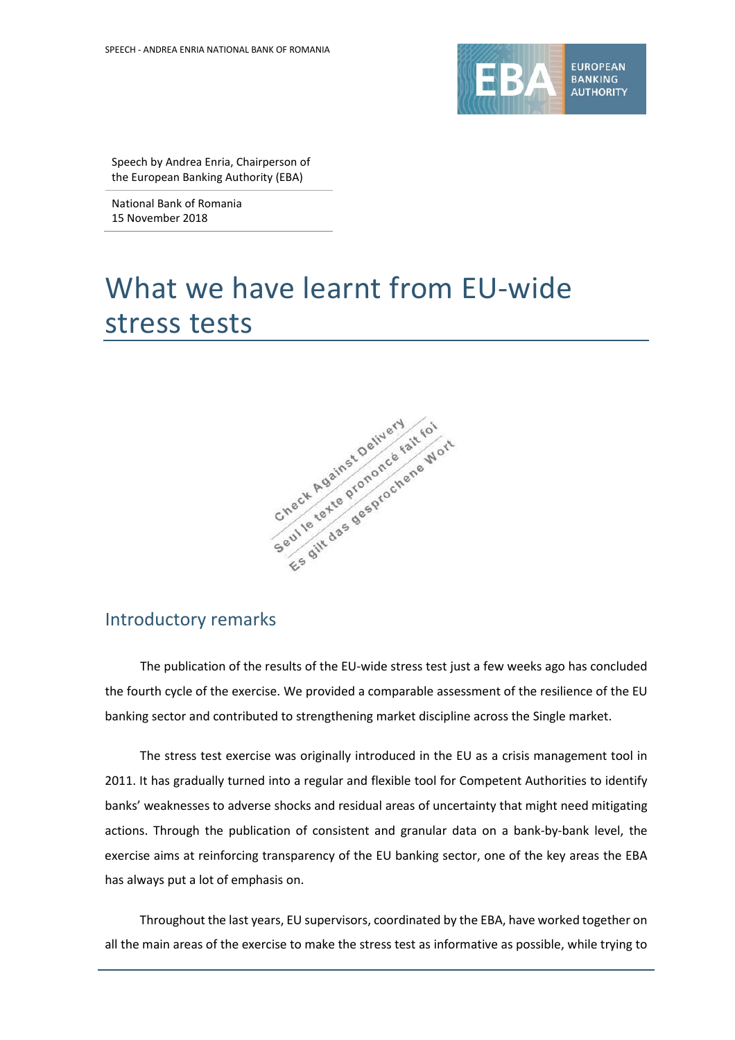Speech by Andrea Enria, Chairperson of the European Banking Authority (EBA)

National Bank of Romania
15 November 2018

# What we have learnt from EU-wide stress tests

Check Against Delivery
Seul le texte prononcé fait foi
Es gilt das gesprochene Wort

## Introductory remarks

The publication of the results of the EU-wide stress test just a few weeks ago has concluded the fourth cycle of the exercise. We provided a comparable assessment of the resilience of the EU banking sector and contributed to strengthening market discipline across the Single market.

The stress test exercise was originally introduced in the EU as a crisis management tool in 2011. It has gradually turned into a regular and flexible tool for Competent Authorities to identify banks' weaknesses to adverse shocks and residual areas of uncertainty that might need mitigating actions. Through the publication of consistent and granular data on a bank-by-bank level, the exercise aims at reinforcing transparency of the EU banking sector, one of the key areas the EBA has always put a lot of emphasis on.

Throughout the last years, EU supervisors, coordinated by the EBA, have worked together on all the main areas of the exercise to make the stress test as informative as possible, while trying to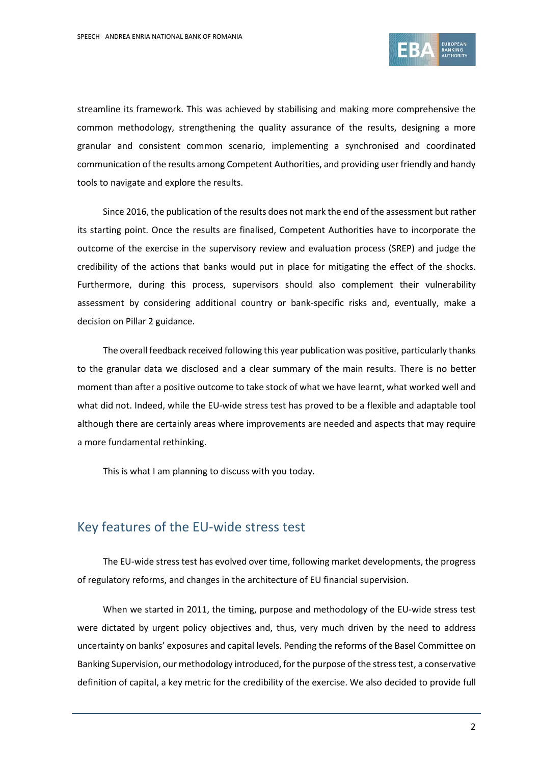streamline its framework. This was achieved by stabilising and making more comprehensive the common methodology, strengthening the quality assurance of the results, designing a more granular and consistent common scenario, implementing a synchronised and coordinated communication of the results among Competent Authorities, and providing user friendly and handy tools to navigate and explore the results.

Since 2016, the publication of the results does not mark the end of the assessment but rather its starting point. Once the results are finalised, Competent Authorities have to incorporate the outcome of the exercise in the supervisory review and evaluation process (SREP) and judge the credibility of the actions that banks would put in place for mitigating the effect of the shocks. Furthermore, during this process, supervisors should also complement their vulnerability assessment by considering additional country or bank-specific risks and, eventually, make a decision on Pillar 2 guidance.

The overall feedback received following this year publication was positive, particularly thanks to the granular data we disclosed and a clear summary of the main results. There is no better moment than after a positive outcome to take stock of what we have learnt, what worked well and what did not. Indeed, while the EU-wide stress test has proved to be a flexible and adaptable tool although there are certainly areas where improvements are needed and aspects that may require a more fundamental rethinking.

This is what I am planning to discuss with you today.

## Key features of the EU-wide stress test

The EU-wide stress test has evolved over time, following market developments, the progress of regulatory reforms, and changes in the architecture of EU financial supervision.

When we started in 2011, the timing, purpose and methodology of the EU-wide stress test were dictated by urgent policy objectives and, thus, very much driven by the need to address uncertainty on banks' exposures and capital levels. Pending the reforms of the Basel Committee on Banking Supervision, our methodology introduced, for the purpose of the stress test, a conservative definition of capital, a key metric for the credibility of the exercise. We also decided to provide full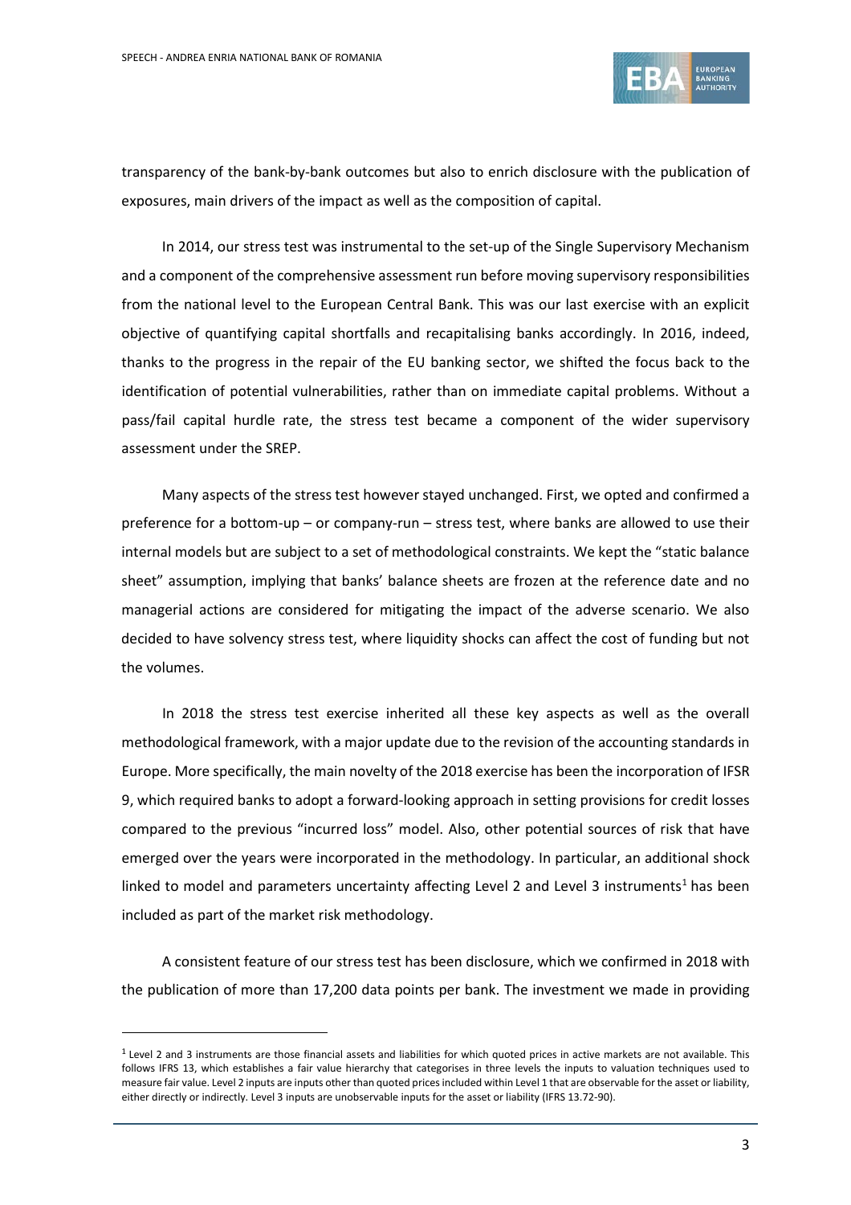transparency of the bank-by-bank outcomes but also to enrich disclosure with the publication of exposures, main drivers of the impact as well as the composition of capital.

In 2014, our stress test was instrumental to the set-up of the Single Supervisory Mechanism and a component of the comprehensive assessment run before moving supervisory responsibilities from the national level to the European Central Bank. This was our last exercise with an explicit objective of quantifying capital shortfalls and recapitalising banks accordingly. In 2016, indeed, thanks to the progress in the repair of the EU banking sector, we shifted the focus back to the identification of potential vulnerabilities, rather than on immediate capital problems. Without a pass/fail capital hurdle rate, the stress test became a component of the wider supervisory assessment under the SREP.

Many aspects of the stress test however stayed unchanged. First, we opted and confirmed a preference for a bottom-up – or company-run – stress test, where banks are allowed to use their internal models but are subject to a set of methodological constraints. We kept the "static balance sheet" assumption, implying that banks' balance sheets are frozen at the reference date and no managerial actions are considered for mitigating the impact of the adverse scenario. We also decided to have solvency stress test, where liquidity shocks can affect the cost of funding but not the volumes.

In 2018 the stress test exercise inherited all these key aspects as well as the overall methodological framework, with a major update due to the revision of the accounting standards in Europe. More specifically, the main novelty of the 2018 exercise has been the incorporation of IFSR 9, which required banks to adopt a forward-looking approach in setting provisions for credit losses compared to the previous "incurred loss" model. Also, other potential sources of risk that have emerged over the years were incorporated in the methodology. In particular, an additional shock linked to model and parameters uncertainty affecting Level 2 and Level 3 instruments[1] has been included as part of the market risk methodology.

A consistent feature of our stress test has been disclosure, which we confirmed in 2018 with the publication of more than 17,200 data points per bank. The investment we made in providing

[1] Level 2 and 3 instruments are those financial assets and liabilities for which quoted prices in active markets are not available. This follows IFRS 13, which establishes a fair value hierarchy that categorises in three levels the inputs to valuation techniques used to measure fair value. Level 2 inputs are inputs other than quoted prices included within Level 1 that are observable for the asset or liability, either directly or indirectly. Level 3 inputs are unobservable inputs for the asset or liability (IFRS 13.72-90).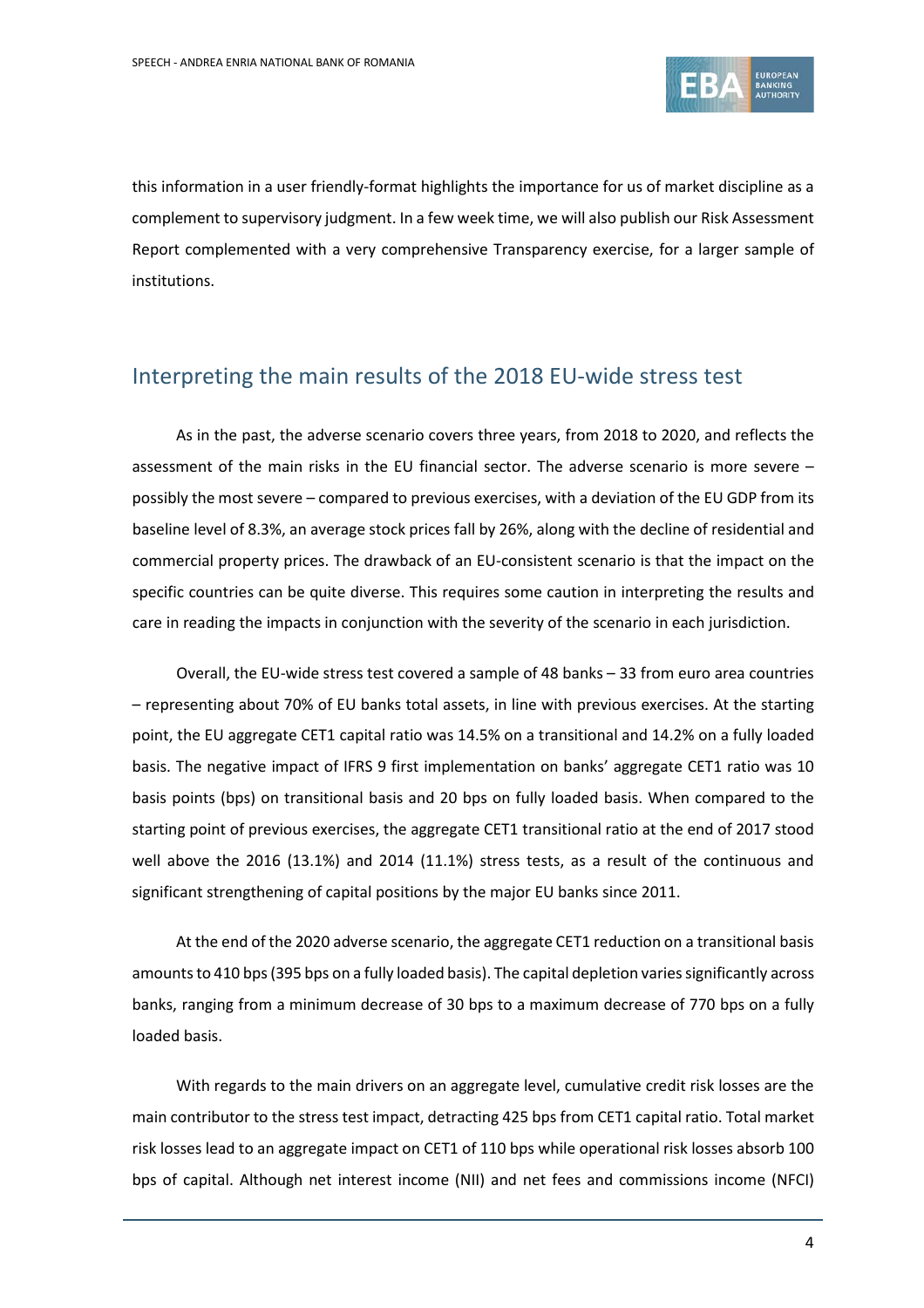this information in a user friendly-format highlights the importance for us of market discipline as a complement to supervisory judgment. In a few week time, we will also publish our Risk Assessment Report complemented with a very comprehensive Transparency exercise, for a larger sample of institutions.

## Interpreting the main results of the 2018 EU-wide stress test

As in the past, the adverse scenario covers three years, from 2018 to 2020, and reflects the assessment of the main risks in the EU financial sector. The adverse scenario is more severe – possibly the most severe – compared to previous exercises, with a deviation of the EU GDP from its baseline level of 8.3%, an average stock prices fall by 26%, along with the decline of residential and commercial property prices. The drawback of an EU-consistent scenario is that the impact on the specific countries can be quite diverse. This requires some caution in interpreting the results and care in reading the impacts in conjunction with the severity of the scenario in each jurisdiction.

Overall, the EU-wide stress test covered a sample of 48 banks – 33 from euro area countries – representing about 70% of EU banks total assets, in line with previous exercises. At the starting point, the EU aggregate CET1 capital ratio was 14.5% on a transitional and 14.2% on a fully loaded basis. The negative impact of IFRS 9 first implementation on banks' aggregate CET1 ratio was 10 basis points (bps) on transitional basis and 20 bps on fully loaded basis. When compared to the starting point of previous exercises, the aggregate CET1 transitional ratio at the end of 2017 stood well above the 2016 (13.1%) and 2014 (11.1%) stress tests, as a result of the continuous and significant strengthening of capital positions by the major EU banks since 2011.

At the end of the 2020 adverse scenario, the aggregate CET1 reduction on a transitional basis amounts to 410 bps (395 bps on a fully loaded basis). The capital depletion varies significantly across banks, ranging from a minimum decrease of 30 bps to a maximum decrease of 770 bps on a fully loaded basis.

With regards to the main drivers on an aggregate level, cumulative credit risk losses are the main contributor to the stress test impact, detracting 425 bps from CET1 capital ratio. Total market risk losses lead to an aggregate impact on CET1 of 110 bps while operational risk losses absorb 100 bps of capital. Although net interest income (NII) and net fees and commissions income (NFCI)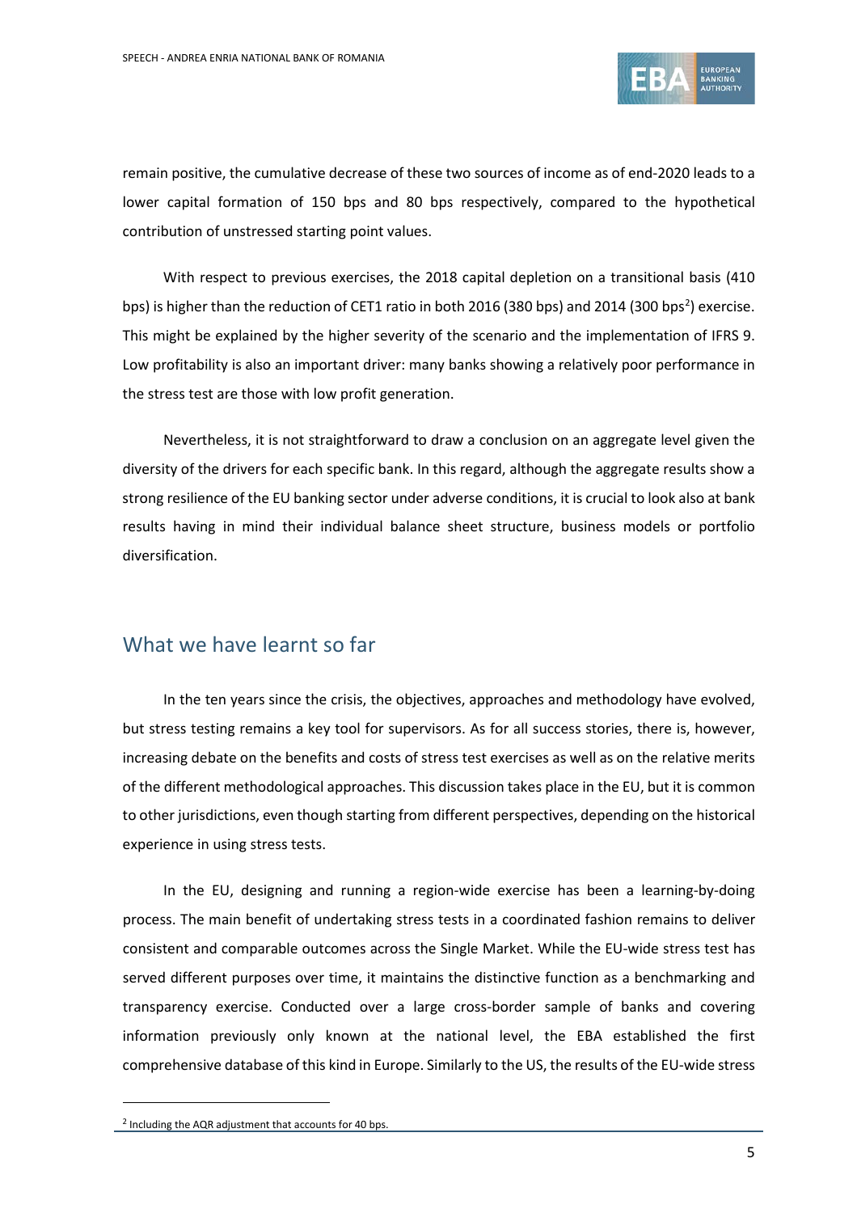remain positive, the cumulative decrease of these two sources of income as of end-2020 leads to a lower capital formation of 150 bps and 80 bps respectively, compared to the hypothetical contribution of unstressed starting point values.

With respect to previous exercises, the 2018 capital depletion on a transitional basis (410 bps) is higher than the reduction of CET1 ratio in both 2016 (380 bps) and 2014 (300 bps[2]) exercise. This might be explained by the higher severity of the scenario and the implementation of IFRS 9. Low profitability is also an important driver: many banks showing a relatively poor performance in the stress test are those with low profit generation.

Nevertheless, it is not straightforward to draw a conclusion on an aggregate level given the diversity of the drivers for each specific bank. In this regard, although the aggregate results show a strong resilience of the EU banking sector under adverse conditions, it is crucial to look also at bank results having in mind their individual balance sheet structure, business models or portfolio diversification.

## What we have learnt so far

In the ten years since the crisis, the objectives, approaches and methodology have evolved, but stress testing remains a key tool for supervisors. As for all success stories, there is, however, increasing debate on the benefits and costs of stress test exercises as well as on the relative merits of the different methodological approaches. This discussion takes place in the EU, but it is common to other jurisdictions, even though starting from different perspectives, depending on the historical experience in using stress tests.

In the EU, designing and running a region-wide exercise has been a learning-by-doing process. The main benefit of undertaking stress tests in a coordinated fashion remains to deliver consistent and comparable outcomes across the Single Market. While the EU-wide stress test has served different purposes over time, it maintains the distinctive function as a benchmarking and transparency exercise. Conducted over a large cross-border sample of banks and covering information previously only known at the national level, the EBA established the first comprehensive database of this kind in Europe. Similarly to the US, the results of the EU-wide stress

[2] Including the AQR adjustment that accounts for 40 bps.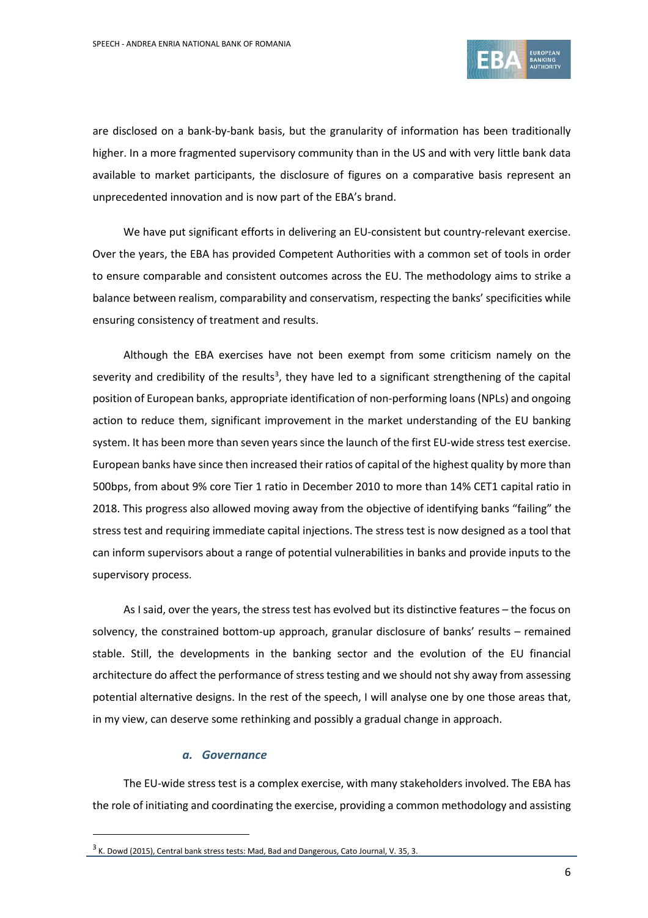are disclosed on a bank-by-bank basis, but the granularity of information has been traditionally higher. In a more fragmented supervisory community than in the US and with very little bank data available to market participants, the disclosure of figures on a comparative basis represent an unprecedented innovation and is now part of the EBA's brand.

We have put significant efforts in delivering an EU-consistent but country-relevant exercise. Over the years, the EBA has provided Competent Authorities with a common set of tools in order to ensure comparable and consistent outcomes across the EU. The methodology aims to strike a balance between realism, comparability and conservatism, respecting the banks' specificities while ensuring consistency of treatment and results.

Although the EBA exercises have not been exempt from some criticism namely on the severity and credibility of the results[3], they have led to a significant strengthening of the capital position of European banks, appropriate identification of non-performing loans (NPLs) and ongoing action to reduce them, significant improvement in the market understanding of the EU banking system. It has been more than seven years since the launch of the first EU-wide stress test exercise. European banks have since then increased their ratios of capital of the highest quality by more than 500bps, from about 9% core Tier 1 ratio in December 2010 to more than 14% CET1 capital ratio in 2018. This progress also allowed moving away from the objective of identifying banks "failing" the stress test and requiring immediate capital injections. The stress test is now designed as a tool that can inform supervisors about a range of potential vulnerabilities in banks and provide inputs to the supervisory process.

As I said, over the years, the stress test has evolved but its distinctive features – the focus on solvency, the constrained bottom-up approach, granular disclosure of banks' results – remained stable. Still, the developments in the banking sector and the evolution of the EU financial architecture do affect the performance of stress testing and we should not shy away from assessing potential alternative designs. In the rest of the speech, I will analyse one by one those areas that, in my view, can deserve some rethinking and possibly a gradual change in approach.

### *a. Governance*

The EU-wide stress test is a complex exercise, with many stakeholders involved. The EBA has the role of initiating and coordinating the exercise, providing a common methodology and assisting

[3] K. Dowd (2015), Central bank stress tests: Mad, Bad and Dangerous, Cato Journal, V. 35, 3.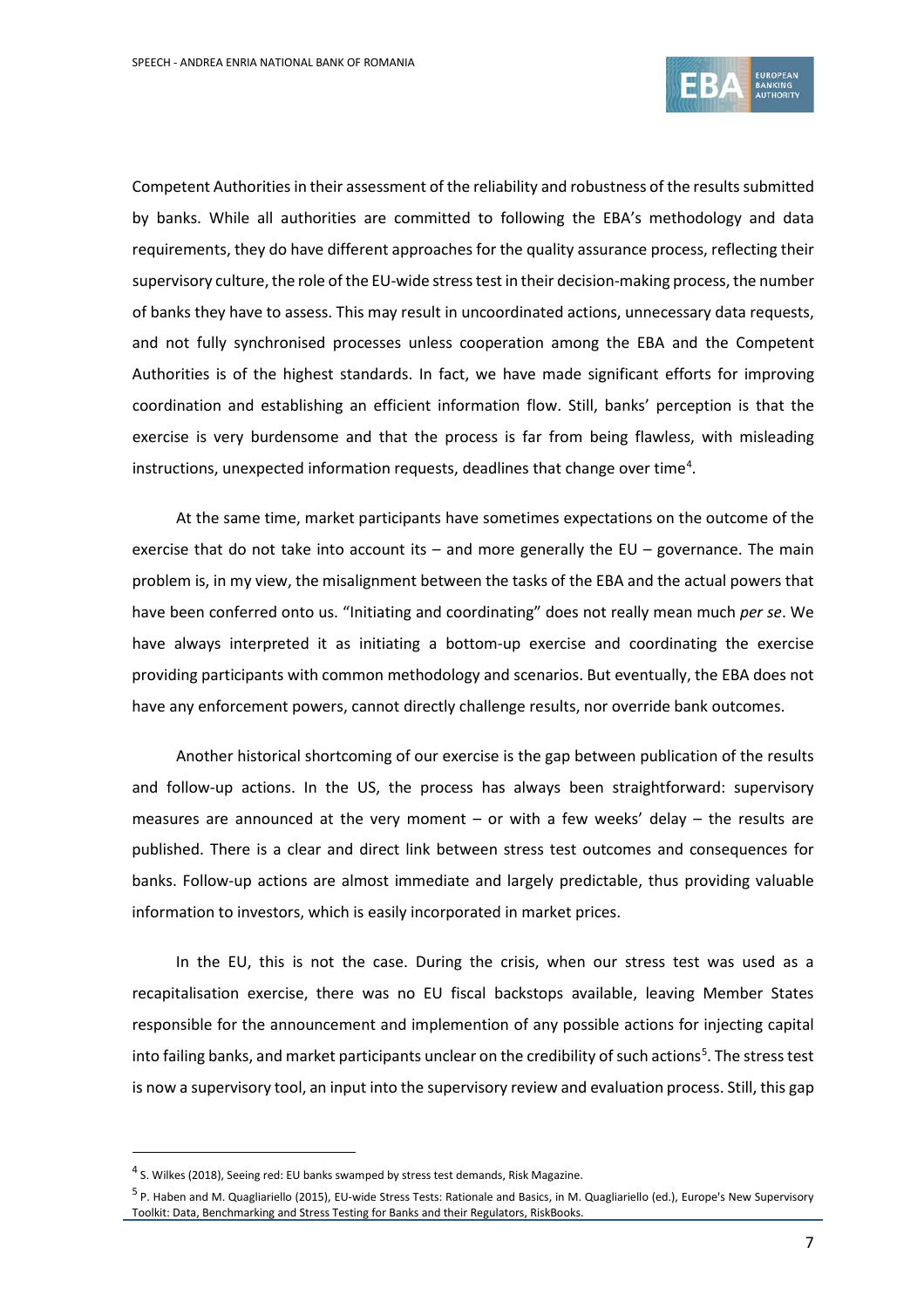Competent Authorities in their assessment of the reliability and robustness of the results submitted by banks. While all authorities are committed to following the EBA's methodology and data requirements, they do have different approaches for the quality assurance process, reflecting their supervisory culture, the role of the EU-wide stress test in their decision-making process, the number of banks they have to assess. This may result in uncoordinated actions, unnecessary data requests, and not fully synchronised processes unless cooperation among the EBA and the Competent Authorities is of the highest standards. In fact, we have made significant efforts for improving coordination and establishing an efficient information flow. Still, banks' perception is that the exercise is very burdensome and that the process is far from being flawless, with misleading instructions, unexpected information requests, deadlines that change over time[4].

At the same time, market participants have sometimes expectations on the outcome of the exercise that do not take into account its – and more generally the EU – governance. The main problem is, in my view, the misalignment between the tasks of the EBA and the actual powers that have been conferred onto us. "Initiating and coordinating" does not really mean much *per se*. We have always interpreted it as initiating a bottom-up exercise and coordinating the exercise providing participants with common methodology and scenarios. But eventually, the EBA does not have any enforcement powers, cannot directly challenge results, nor override bank outcomes.

Another historical shortcoming of our exercise is the gap between publication of the results and follow-up actions. In the US, the process has always been straightforward: supervisory measures are announced at the very moment – or with a few weeks' delay – the results are published. There is a clear and direct link between stress test outcomes and consequences for banks. Follow-up actions are almost immediate and largely predictable, thus providing valuable information to investors, which is easily incorporated in market prices.

In the EU, this is not the case. During the crisis, when our stress test was used as a recapitalisation exercise, there was no EU fiscal backstops available, leaving Member States responsible for the announcement and implemention of any possible actions for injecting capital into failing banks, and market participants unclear on the credibility of such actions[5]. The stress test is now a supervisory tool, an input into the supervisory review and evaluation process. Still, this gap

---

[4] S. Wilkes (2018), Seeing red: EU banks swamped by stress test demands, Risk Magazine.

[5] P. Haben and M. Quagliariello (2015), EU-wide Stress Tests: Rationale and Basics, in M. Quagliariello (ed.), Europe's New Supervisory Toolkit: Data, Benchmarking and Stress Testing for Banks and their Regulators, RiskBooks.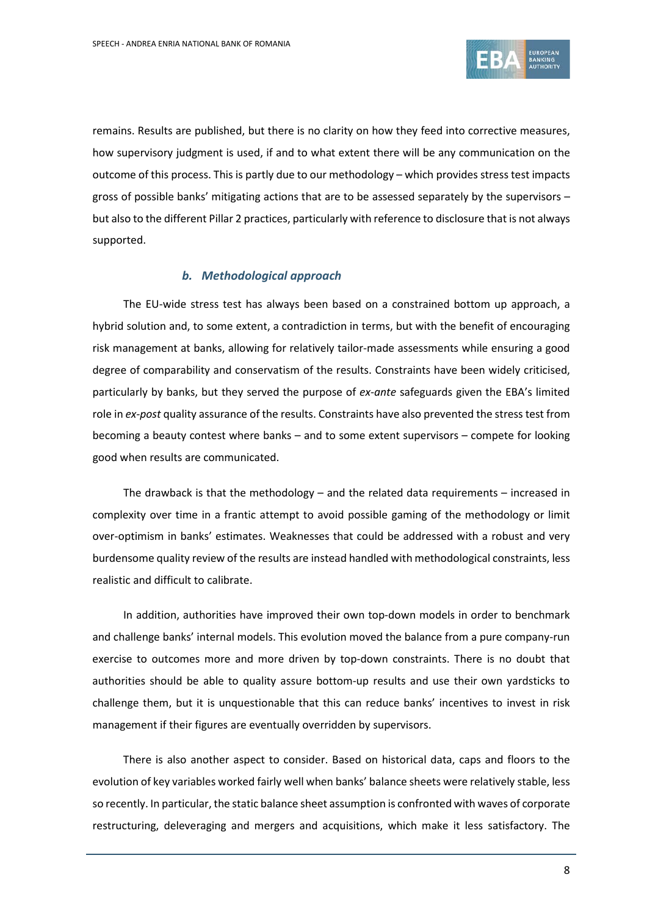remains. Results are published, but there is no clarity on how they feed into corrective measures, how supervisory judgment is used, if and to what extent there will be any communication on the outcome of this process. This is partly due to our methodology – which provides stress test impacts gross of possible banks' mitigating actions that are to be assessed separately by the supervisors – but also to the different Pillar 2 practices, particularly with reference to disclosure that is not always supported.

### *b. Methodological approach*

The EU-wide stress test has always been based on a constrained bottom up approach, a hybrid solution and, to some extent, a contradiction in terms, but with the benefit of encouraging risk management at banks, allowing for relatively tailor-made assessments while ensuring a good degree of comparability and conservatism of the results. Constraints have been widely criticised, particularly by banks, but they served the purpose of *ex-ante* safeguards given the EBA's limited role in *ex-post* quality assurance of the results. Constraints have also prevented the stress test from becoming a beauty contest where banks – and to some extent supervisors – compete for looking good when results are communicated.

The drawback is that the methodology – and the related data requirements – increased in complexity over time in a frantic attempt to avoid possible gaming of the methodology or limit over-optimism in banks' estimates. Weaknesses that could be addressed with a robust and very burdensome quality review of the results are instead handled with methodological constraints, less realistic and difficult to calibrate.

In addition, authorities have improved their own top-down models in order to benchmark and challenge banks' internal models. This evolution moved the balance from a pure company-run exercise to outcomes more and more driven by top-down constraints. There is no doubt that authorities should be able to quality assure bottom-up results and use their own yardsticks to challenge them, but it is unquestionable that this can reduce banks' incentives to invest in risk management if their figures are eventually overridden by supervisors.

There is also another aspect to consider. Based on historical data, caps and floors to the evolution of key variables worked fairly well when banks' balance sheets were relatively stable, less so recently. In particular, the static balance sheet assumption is confronted with waves of corporate restructuring, deleveraging and mergers and acquisitions, which make it less satisfactory. The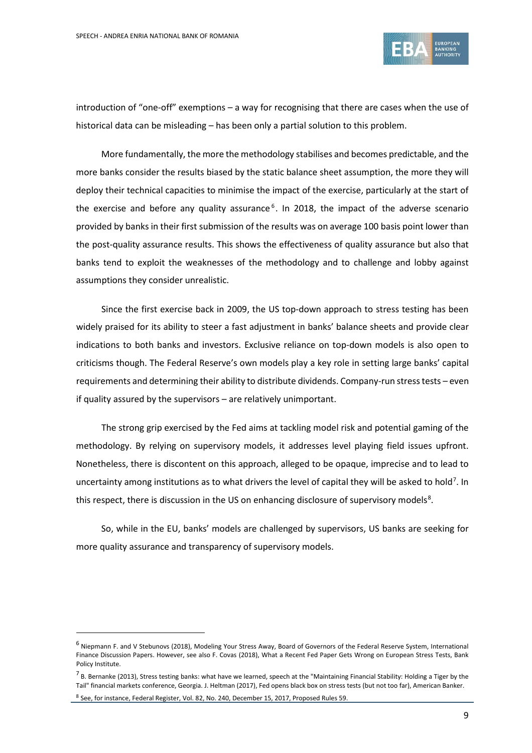introduction of "one-off" exemptions – a way for recognising that there are cases when the use of historical data can be misleading – has been only a partial solution to this problem.

More fundamentally, the more the methodology stabilises and becomes predictable, and the more banks consider the results biased by the static balance sheet assumption, the more they will deploy their technical capacities to minimise the impact of the exercise, particularly at the start of the exercise and before any quality assurance[6]. In 2018, the impact of the adverse scenario provided by banks in their first submission of the results was on average 100 basis point lower than the post-quality assurance results. This shows the effectiveness of quality assurance but also that banks tend to exploit the weaknesses of the methodology and to challenge and lobby against assumptions they consider unrealistic.

Since the first exercise back in 2009, the US top-down approach to stress testing has been widely praised for its ability to steer a fast adjustment in banks' balance sheets and provide clear indications to both banks and investors. Exclusive reliance on top-down models is also open to criticisms though. The Federal Reserve's own models play a key role in setting large banks' capital requirements and determining their ability to distribute dividends. Company-run stress tests – even if quality assured by the supervisors – are relatively unimportant.

The strong grip exercised by the Fed aims at tackling model risk and potential gaming of the methodology. By relying on supervisory models, it addresses level playing field issues upfront. Nonetheless, there is discontent on this approach, alleged to be opaque, imprecise and to lead to uncertainty among institutions as to what drivers the level of capital they will be asked to hold[7]. In this respect, there is discussion in the US on enhancing disclosure of supervisory models[8].

So, while in the EU, banks' models are challenged by supervisors, US banks are seeking for more quality assurance and transparency of supervisory models.

---

[6] Niepmann F. and V Stebunovs (2018), Modeling Your Stress Away, Board of Governors of the Federal Reserve System, International Finance Discussion Papers. However, see also F. Covas (2018), What a Recent Fed Paper Gets Wrong on European Stress Tests, Bank Policy Institute.

[7] B. Bernanke (2013), Stress testing banks: what have we learned, speech at the "Maintaining Financial Stability: Holding a Tiger by the Tail" financial markets conference, Georgia. J. Heltman (2017), Fed opens black box on stress tests (but not too far), American Banker.

[8] See, for instance, Federal Register, Vol. 82, No. 240, December 15, 2017, Proposed Rules 59.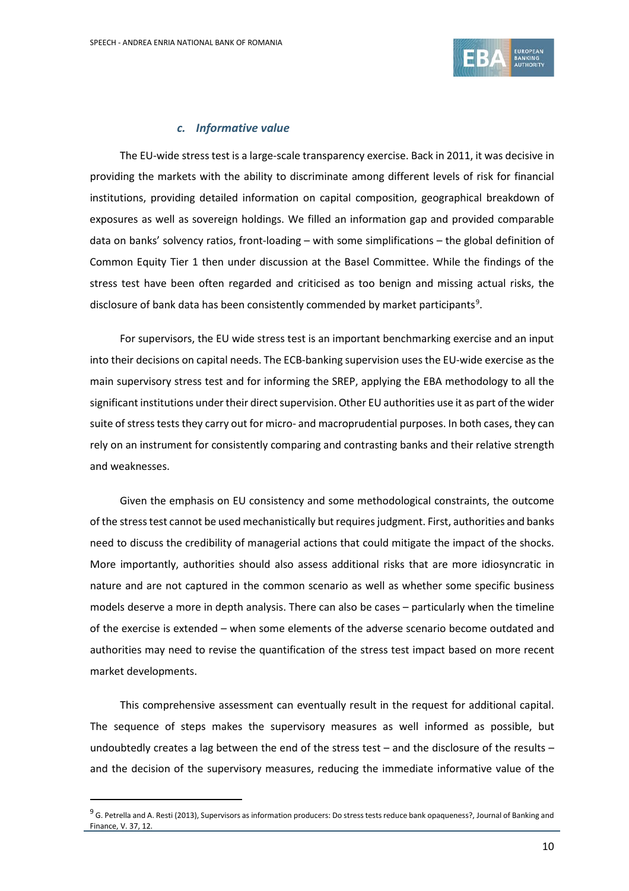### c. *Informative value*

The EU-wide stress test is a large-scale transparency exercise. Back in 2011, it was decisive in providing the markets with the ability to discriminate among different levels of risk for financial institutions, providing detailed information on capital composition, geographical breakdown of exposures as well as sovereign holdings. We filled an information gap and provided comparable data on banks' solvency ratios, front-loading – with some simplifications – the global definition of Common Equity Tier 1 then under discussion at the Basel Committee. While the findings of the stress test have been often regarded and criticised as too benign and missing actual risks, the disclosure of bank data has been consistently commended by market participants[9].

For supervisors, the EU wide stress test is an important benchmarking exercise and an input into their decisions on capital needs. The ECB-banking supervision uses the EU-wide exercise as the main supervisory stress test and for informing the SREP, applying the EBA methodology to all the significant institutions under their direct supervision. Other EU authorities use it as part of the wider suite of stress tests they carry out for micro- and macroprudential purposes. In both cases, they can rely on an instrument for consistently comparing and contrasting banks and their relative strength and weaknesses.

Given the emphasis on EU consistency and some methodological constraints, the outcome of the stress test cannot be used mechanistically but requires judgment. First, authorities and banks need to discuss the credibility of managerial actions that could mitigate the impact of the shocks. More importantly, authorities should also assess additional risks that are more idiosyncratic in nature and are not captured in the common scenario as well as whether some specific business models deserve a more in depth analysis. There can also be cases – particularly when the timeline of the exercise is extended – when some elements of the adverse scenario become outdated and authorities may need to revise the quantification of the stress test impact based on more recent market developments.

This comprehensive assessment can eventually result in the request for additional capital. The sequence of steps makes the supervisory measures as well informed as possible, but undoubtedly creates a lag between the end of the stress test – and the disclosure of the results – and the decision of the supervisory measures, reducing the immediate informative value of the

---

[9] G. Petrella and A. Resti (2013), Supervisors as information producers: Do stress tests reduce bank opaqueness?, Journal of Banking and Finance, V. 37, 12.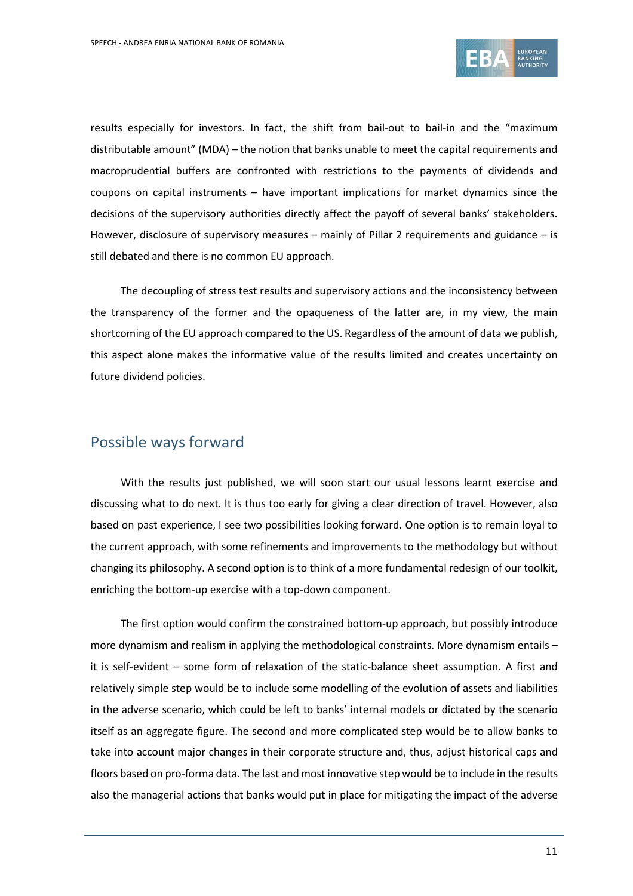results especially for investors. In fact, the shift from bail-out to bail-in and the "maximum distributable amount" (MDA) – the notion that banks unable to meet the capital requirements and macroprudential buffers are confronted with restrictions to the payments of dividends and coupons on capital instruments – have important implications for market dynamics since the decisions of the supervisory authorities directly affect the payoff of several banks' stakeholders. However, disclosure of supervisory measures – mainly of Pillar 2 requirements and guidance – is still debated and there is no common EU approach.

The decoupling of stress test results and supervisory actions and the inconsistency between the transparency of the former and the opaqueness of the latter are, in my view, the main shortcoming of the EU approach compared to the US. Regardless of the amount of data we publish, this aspect alone makes the informative value of the results limited and creates uncertainty on future dividend policies.

## Possible ways forward

With the results just published, we will soon start our usual lessons learnt exercise and discussing what to do next. It is thus too early for giving a clear direction of travel. However, also based on past experience, I see two possibilities looking forward. One option is to remain loyal to the current approach, with some refinements and improvements to the methodology but without changing its philosophy. A second option is to think of a more fundamental redesign of our toolkit, enriching the bottom-up exercise with a top-down component.

The first option would confirm the constrained bottom-up approach, but possibly introduce more dynamism and realism in applying the methodological constraints. More dynamism entails – it is self-evident – some form of relaxation of the static-balance sheet assumption. A first and relatively simple step would be to include some modelling of the evolution of assets and liabilities in the adverse scenario, which could be left to banks' internal models or dictated by the scenario itself as an aggregate figure. The second and more complicated step would be to allow banks to take into account major changes in their corporate structure and, thus, adjust historical caps and floors based on pro-forma data. The last and most innovative step would be to include in the results also the managerial actions that banks would put in place for mitigating the impact of the adverse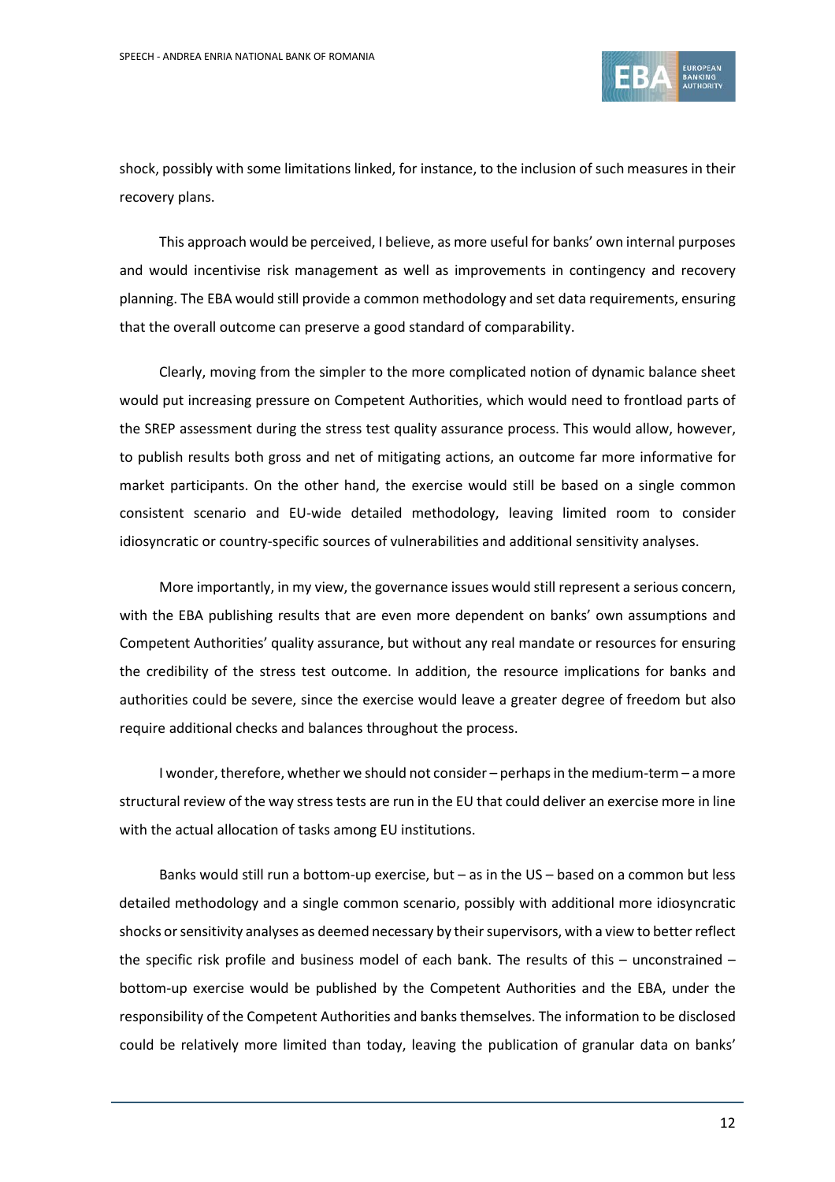shock, possibly with some limitations linked, for instance, to the inclusion of such measures in their recovery plans.

This approach would be perceived, I believe, as more useful for banks' own internal purposes and would incentivise risk management as well as improvements in contingency and recovery planning. The EBA would still provide a common methodology and set data requirements, ensuring that the overall outcome can preserve a good standard of comparability.

Clearly, moving from the simpler to the more complicated notion of dynamic balance sheet would put increasing pressure on Competent Authorities, which would need to frontload parts of the SREP assessment during the stress test quality assurance process. This would allow, however, to publish results both gross and net of mitigating actions, an outcome far more informative for market participants. On the other hand, the exercise would still be based on a single common consistent scenario and EU-wide detailed methodology, leaving limited room to consider idiosyncratic or country-specific sources of vulnerabilities and additional sensitivity analyses.

More importantly, in my view, the governance issues would still represent a serious concern, with the EBA publishing results that are even more dependent on banks' own assumptions and Competent Authorities' quality assurance, but without any real mandate or resources for ensuring the credibility of the stress test outcome. In addition, the resource implications for banks and authorities could be severe, since the exercise would leave a greater degree of freedom but also require additional checks and balances throughout the process.

I wonder, therefore, whether we should not consider – perhaps in the medium-term – a more structural review of the way stress tests are run in the EU that could deliver an exercise more in line with the actual allocation of tasks among EU institutions.

Banks would still run a bottom-up exercise, but – as in the US – based on a common but less detailed methodology and a single common scenario, possibly with additional more idiosyncratic shocks or sensitivity analyses as deemed necessary by their supervisors, with a view to better reflect the specific risk profile and business model of each bank. The results of this – unconstrained – bottom-up exercise would be published by the Competent Authorities and the EBA, under the responsibility of the Competent Authorities and banks themselves. The information to be disclosed could be relatively more limited than today, leaving the publication of granular data on banks'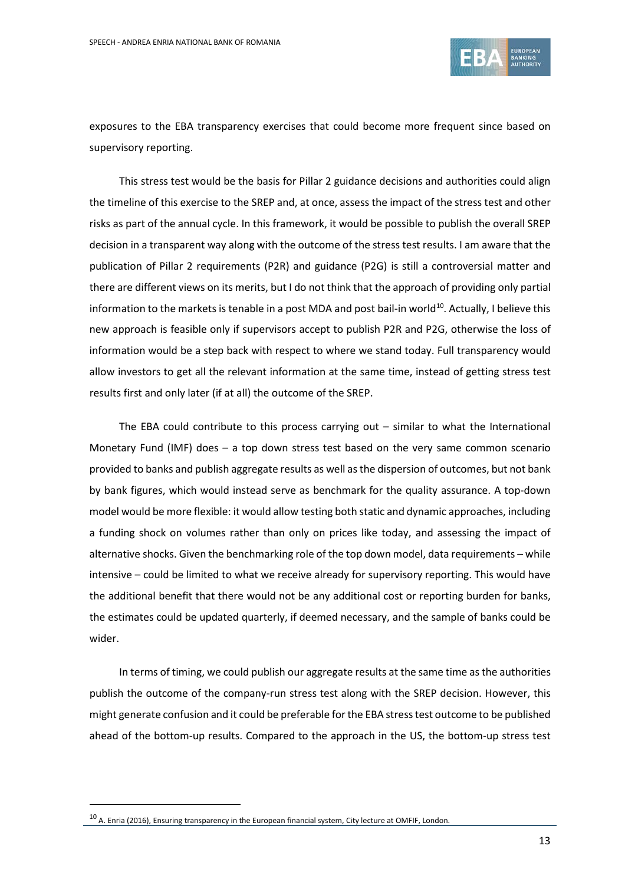exposures to the EBA transparency exercises that could become more frequent since based on supervisory reporting.

This stress test would be the basis for Pillar 2 guidance decisions and authorities could align the timeline of this exercise to the SREP and, at once, assess the impact of the stress test and other risks as part of the annual cycle. In this framework, it would be possible to publish the overall SREP decision in a transparent way along with the outcome of the stress test results. I am aware that the publication of Pillar 2 requirements (P2R) and guidance (P2G) is still a controversial matter and there are different views on its merits, but I do not think that the approach of providing only partial information to the markets is tenable in a post MDA and post bail-in world[10]. Actually, I believe this new approach is feasible only if supervisors accept to publish P2R and P2G, otherwise the loss of information would be a step back with respect to where we stand today. Full transparency would allow investors to get all the relevant information at the same time, instead of getting stress test results first and only later (if at all) the outcome of the SREP.

The EBA could contribute to this process carrying out – similar to what the International Monetary Fund (IMF) does – a top down stress test based on the very same common scenario provided to banks and publish aggregate results as well as the dispersion of outcomes, but not bank by bank figures, which would instead serve as benchmark for the quality assurance. A top-down model would be more flexible: it would allow testing both static and dynamic approaches, including a funding shock on volumes rather than only on prices like today, and assessing the impact of alternative shocks. Given the benchmarking role of the top down model, data requirements – while intensive – could be limited to what we receive already for supervisory reporting. This would have the additional benefit that there would not be any additional cost or reporting burden for banks, the estimates could be updated quarterly, if deemed necessary, and the sample of banks could be wider.

In terms of timing, we could publish our aggregate results at the same time as the authorities publish the outcome of the company-run stress test along with the SREP decision. However, this might generate confusion and it could be preferable for the EBA stress test outcome to be published ahead of the bottom-up results. Compared to the approach in the US, the bottom-up stress test

---

[10] A. Enria (2016), Ensuring transparency in the European financial system, City lecture at OMFIF, London.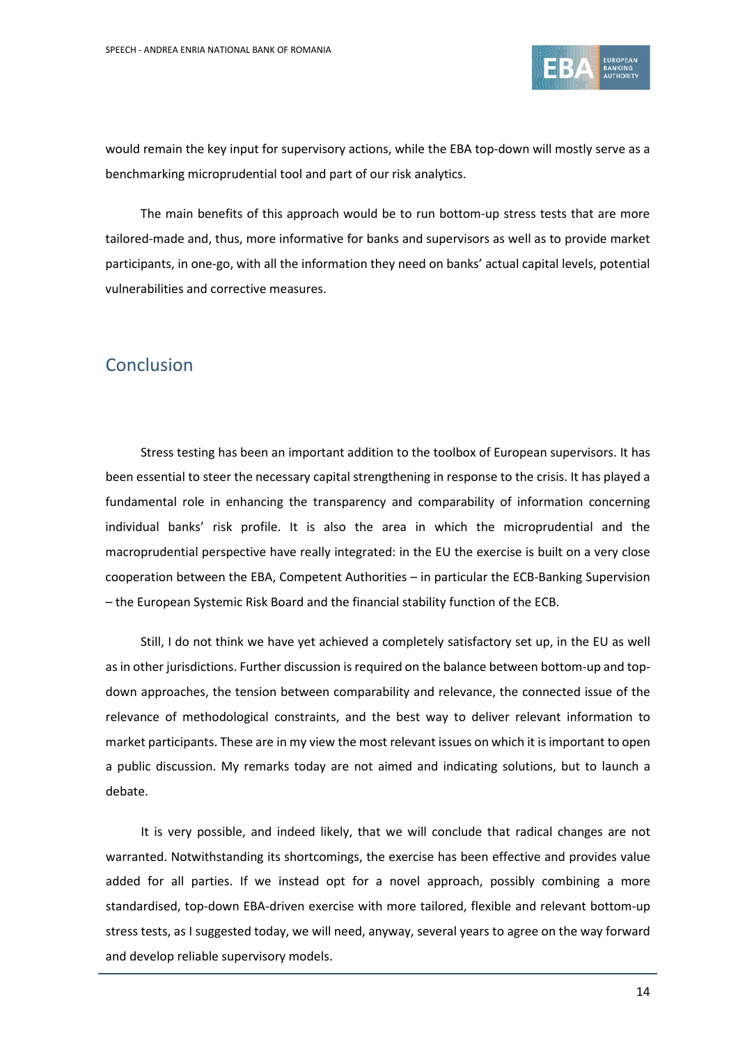would remain the key input for supervisory actions, while the EBA top-down will mostly serve as a benchmarking microprudential tool and part of our risk analytics.

The main benefits of this approach would be to run bottom-up stress tests that are more tailored-made and, thus, more informative for banks and supervisors as well as to provide market participants, in one-go, with all the information they need on banks' actual capital levels, potential vulnerabilities and corrective measures.

## Conclusion

Stress testing has been an important addition to the toolbox of European supervisors. It has been essential to steer the necessary capital strengthening in response to the crisis. It has played a fundamental role in enhancing the transparency and comparability of information concerning individual banks' risk profile. It is also the area in which the microprudential and the macroprudential perspective have really integrated: in the EU the exercise is built on a very close cooperation between the EBA, Competent Authorities – in particular the ECB-Banking Supervision – the European Systemic Risk Board and the financial stability function of the ECB.

Still, I do not think we have yet achieved a completely satisfactory set up, in the EU as well as in other jurisdictions. Further discussion is required on the balance between bottom-up and top-down approaches, the tension between comparability and relevance, the connected issue of the relevance of methodological constraints, and the best way to deliver relevant information to market participants. These are in my view the most relevant issues on which it is important to open a public discussion. My remarks today are not aimed and indicating solutions, but to launch a debate.

It is very possible, and indeed likely, that we will conclude that radical changes are not warranted. Notwithstanding its shortcomings, the exercise has been effective and provides value added for all parties. If we instead opt for a novel approach, possibly combining a more standardised, top-down EBA-driven exercise with more tailored, flexible and relevant bottom-up stress tests, as I suggested today, we will need, anyway, several years to agree on the way forward and develop reliable supervisory models.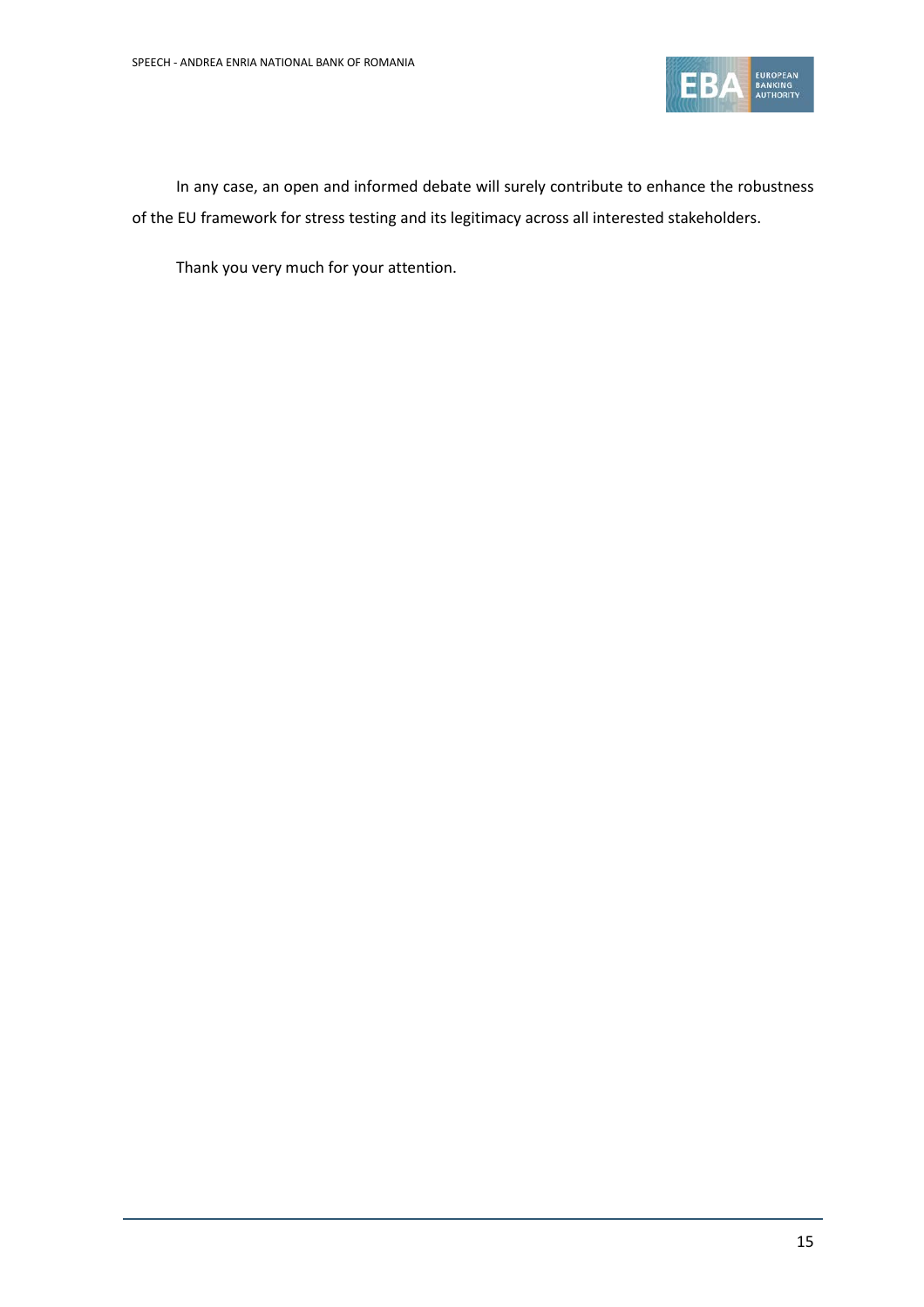In any case, an open and informed debate will surely contribute to enhance the robustness of the EU framework for stress testing and its legitimacy across all interested stakeholders.

Thank you very much for your attention.